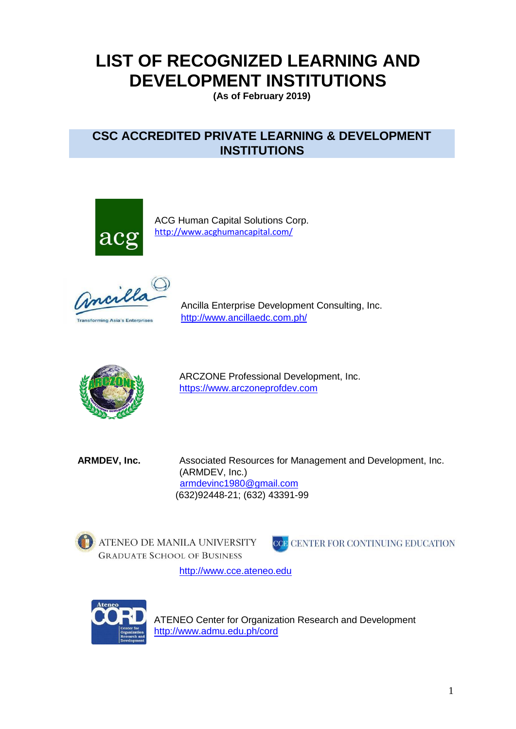# LIST OF RECOGNIZED LEARNING AND DEVELOPMENT INSTITUTIONS

**(As of February 2019)**

## CSC ACCREDITED PRIVATE LEARNING & DEVELOPMENT INSTITUTIONS

ACG Human Capital Solutions Corp.
http://www.acghumancapital.com/

Ancilla Enterprise Development Consulting, Inc.
http://www.ancillaedc.com.ph/

ARCZONE Professional Development, Inc.
https://www.arczoneprofdev.com

**ARMDEV, Inc.**

Associated Resources for Management and Development, Inc. (ARMDEV, Inc.)
armdevinc1980@gmail.com
(632)92448-21; (632) 43391-99

ATENEO DE MANILA UNIVERSITY GRADUATE SCHOOL OF BUSINESS — CENTER FOR CONTINUING EDUCATION
http://www.cce.ateneo.edu

ATENEO Center for Organization Research and Development
http://www.admu.edu.ph/cord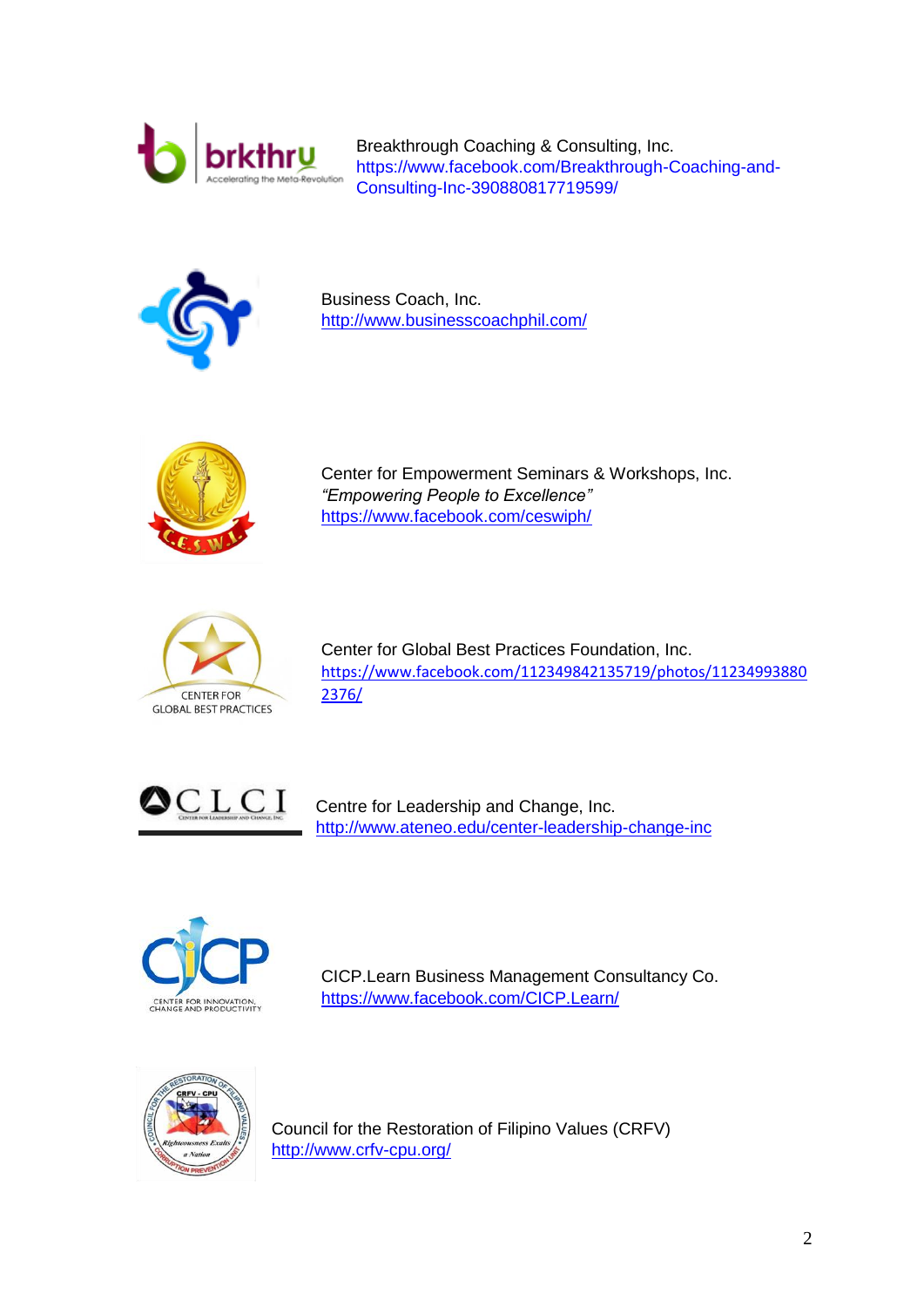Breakthrough Coaching & Consulting, Inc.
https://www.facebook.com/Breakthrough-Coaching-and-Consulting-Inc-390880817719599/

Business Coach, Inc.
http://www.businesscoachphil.com/

Center for Empowerment Seminars & Workshops, Inc.
*"Empowering People to Excellence"*
https://www.facebook.com/ceswiph/

Center for Global Best Practices Foundation, Inc.
https://www.facebook.com/112349842135719/photos/112349938802376/

Centre for Leadership and Change, Inc.
http://www.ateneo.edu/center-leadership-change-inc

CICP.Learn Business Management Consultancy Co.
https://www.facebook.com/CICP.Learn/

Council for the Restoration of Filipino Values (CRFV)
http://www.crfv-cpu.org/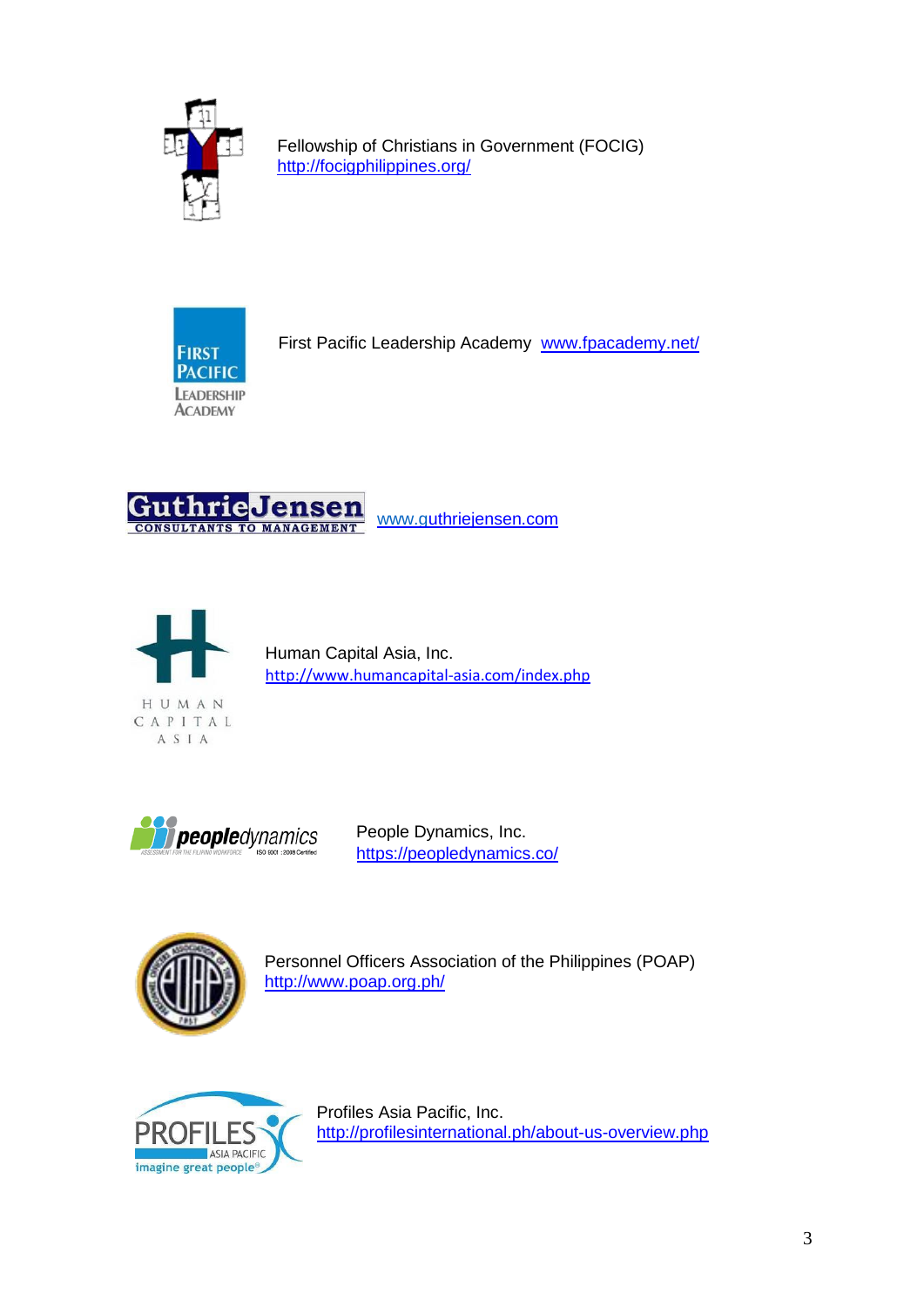Fellowship of Christians in Government (FOCIG)
http://focigphilippines.org/

First Pacific Leadership Academy www.fpacademy.net/

www.guthriejensen.com

Human Capital Asia, Inc.
http://www.humancapital-asia.com/index.php

People Dynamics, Inc.
https://peopledynamics.co/

Personnel Officers Association of the Philippines (POAP)
http://www.poap.org.ph/

Profiles Asia Pacific, Inc.
http://profilesinternational.ph/about-us-overview.php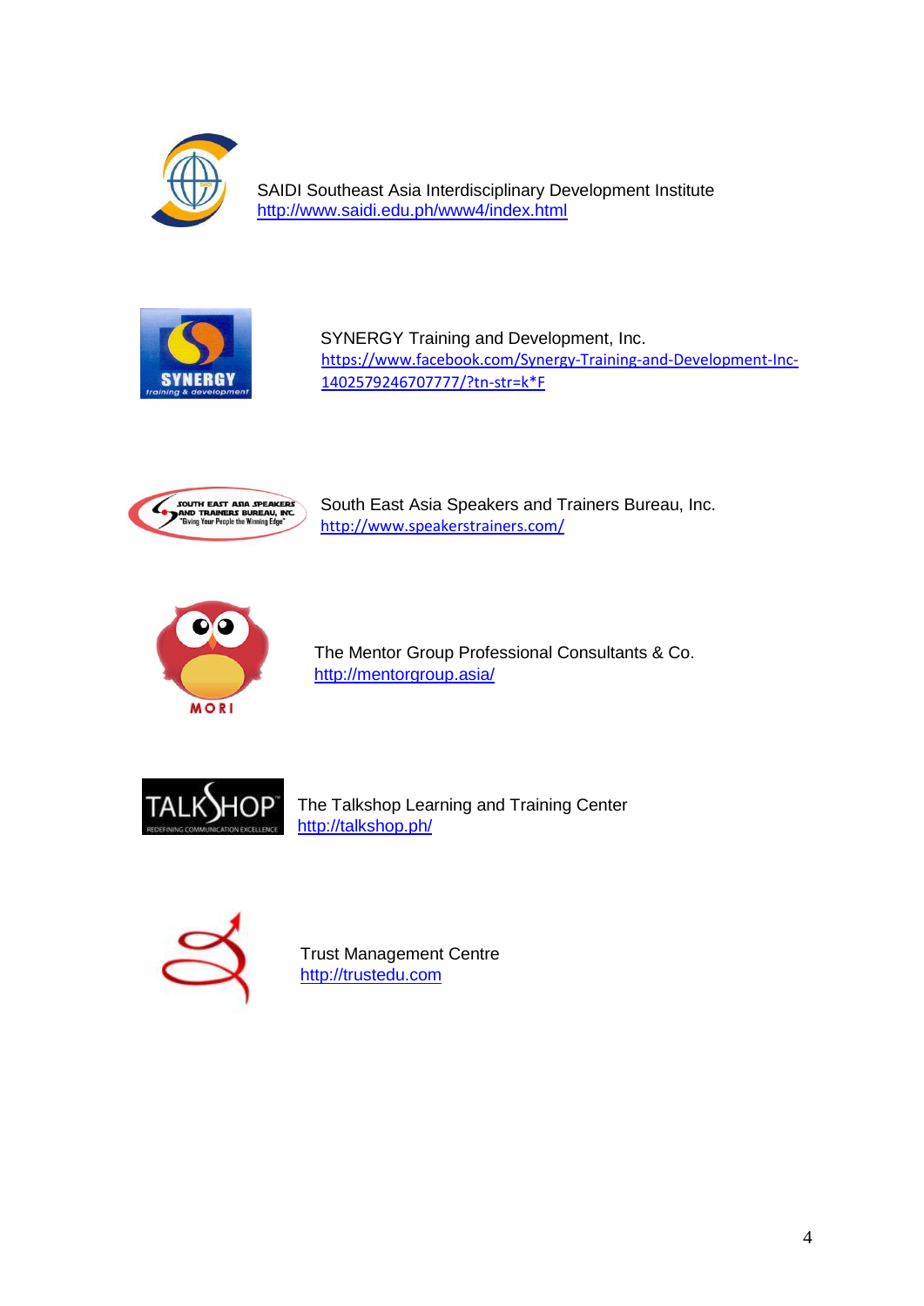SAIDI Southeast Asia Interdisciplinary Development Institute
http://www.saidi.edu.ph/www4/index.html

SYNERGY Training and Development, Inc.
https://www.facebook.com/Synergy-Training-and-Development-Inc-1402579246707777/?tn-str=k*F

South East Asia Speakers and Trainers Bureau, Inc.
http://www.speakerstrainers.com/

The Mentor Group Professional Consultants & Co.
http://mentorgroup.asia/

The Talkshop Learning and Training Center
http://talkshop.ph/

Trust Management Centre
http://trustedu.com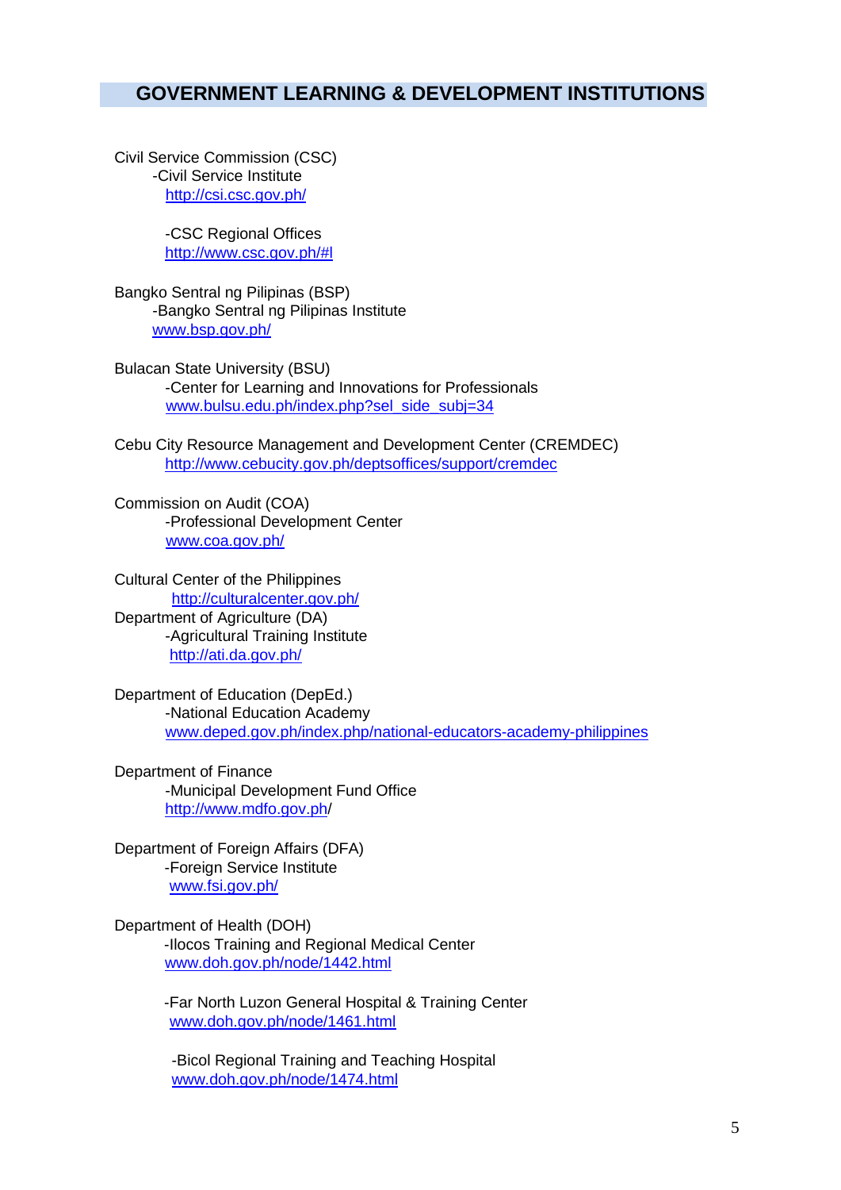## GOVERNMENT LEARNING & DEVELOPMENT INSTITUTIONS

Civil Service Commission (CSC)
- Civil Service Institute
  http://csi.csc.gov.ph/
- CSC Regional Offices
  http://www.csc.gov.ph/#l

Bangko Sentral ng Pilipinas (BSP)
- Bangko Sentral ng Pilipinas Institute
  www.bsp.gov.ph/

Bulacan State University (BSU)
- Center for Learning and Innovations for Professionals
  www.bulsu.edu.ph/index.php?sel_side_subj=34

Cebu City Resource Management and Development Center (CREMDEC)
  http://www.cebucity.gov.ph/deptsoffices/support/cremdec

Commission on Audit (COA)
- Professional Development Center
  www.coa.gov.ph/

Cultural Center of the Philippines
  http://culturalcenter.gov.ph/

Department of Agriculture (DA)
- Agricultural Training Institute
  http://ati.da.gov.ph/

Department of Education (DepEd.)
- National Education Academy
  www.deped.gov.ph/index.php/national-educators-academy-philippines

Department of Finance
- Municipal Development Fund Office
  http://www.mdfo.gov.ph/

Department of Foreign Affairs (DFA)
- Foreign Service Institute
  www.fsi.gov.ph/

Department of Health (DOH)
- Ilocos Training and Regional Medical Center
  www.doh.gov.ph/node/1442.html
- Far North Luzon General Hospital & Training Center
  www.doh.gov.ph/node/1461.html
- Bicol Regional Training and Teaching Hospital
  www.doh.gov.ph/node/1474.html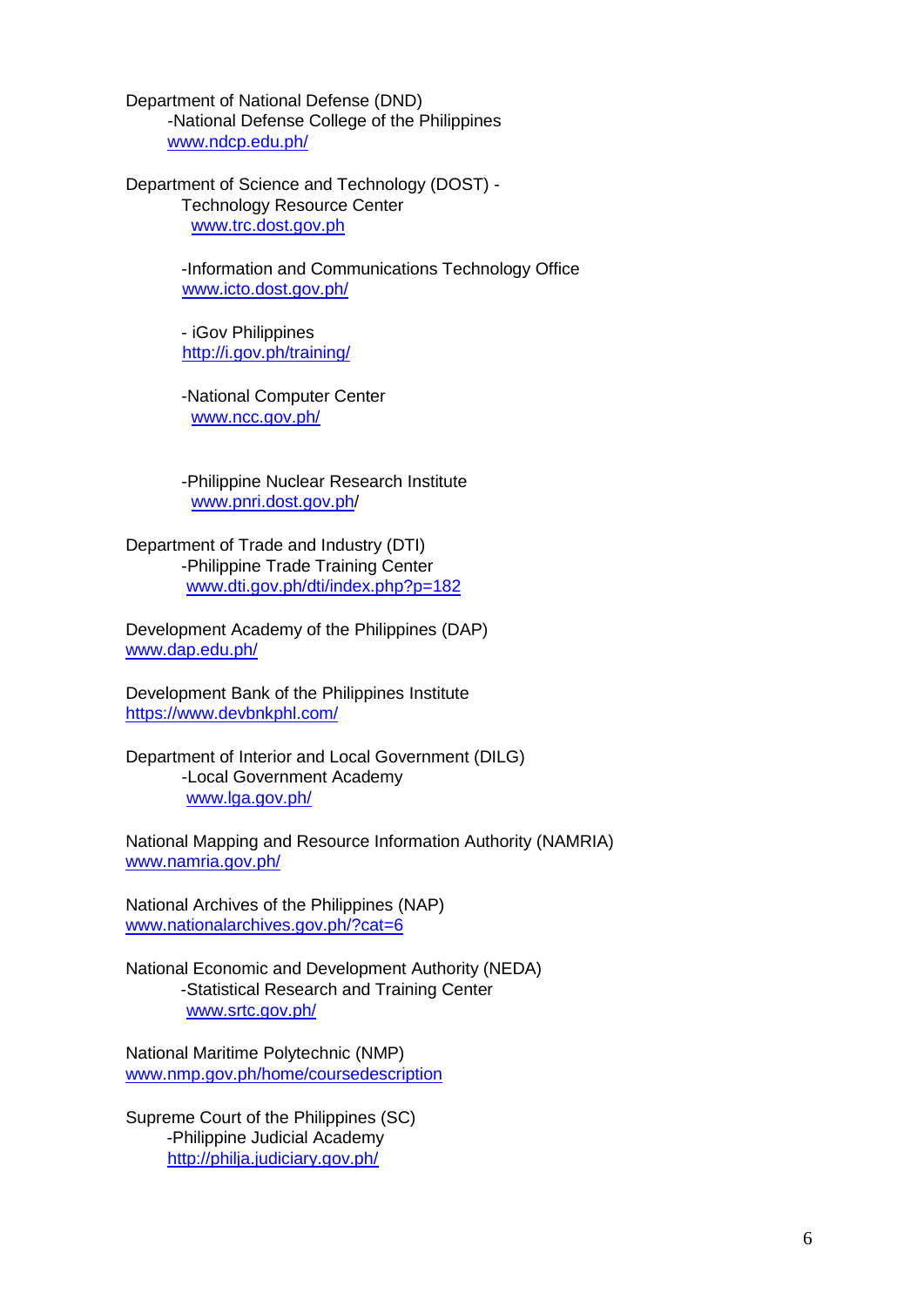Department of National Defense (DND)
-National Defense College of the Philippines
www.ndcp.edu.ph/

Department of Science and Technology (DOST) -
Technology Resource Center
www.trc.dost.gov.ph

-Information and Communications Technology Office
www.icto.dost.gov.ph/

- iGov Philippines
http://i.gov.ph/training/

-National Computer Center
www.ncc.gov.ph/

-Philippine Nuclear Research Institute
www.pnri.dost.gov.ph/

Department of Trade and Industry (DTI)
-Philippine Trade Training Center
www.dti.gov.ph/dti/index.php?p=182

Development Academy of the Philippines (DAP)
www.dap.edu.ph/

Development Bank of the Philippines Institute
https://www.devbnkphl.com/

Department of Interior and Local Government (DILG)
-Local Government Academy
www.lga.gov.ph/

National Mapping and Resource Information Authority (NAMRIA)
www.namria.gov.ph/

National Archives of the Philippines (NAP)
www.nationalarchives.gov.ph/?cat=6

National Economic and Development Authority (NEDA)
-Statistical Research and Training Center
www.srtc.gov.ph/

National Maritime Polytechnic (NMP)
www.nmp.gov.ph/home/coursedescription

Supreme Court of the Philippines (SC)
-Philippine Judicial Academy
http://philja.judiciary.gov.ph/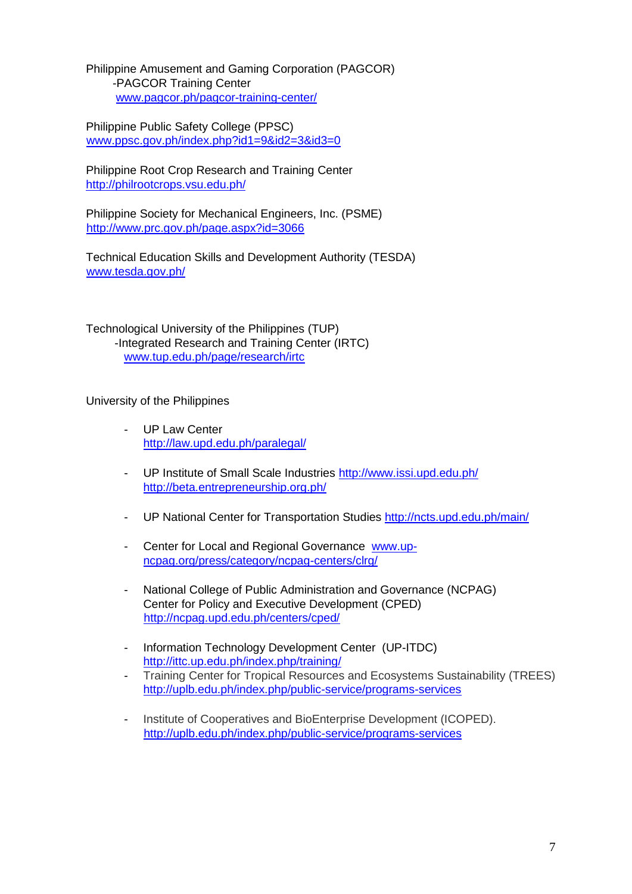Philippine Amusement and Gaming Corporation (PAGCOR)
-PAGCOR Training Center
www.pagcor.ph/pagcor-training-center/

Philippine Public Safety College (PPSC)
www.ppsc.gov.ph/index.php?id1=9&id2=3&id3=0

Philippine Root Crop Research and Training Center
http://philrootcrops.vsu.edu.ph/

Philippine Society for Mechanical Engineers, Inc. (PSME)
http://www.prc.gov.ph/page.aspx?id=3066

Technical Education Skills and Development Authority (TESDA)
www.tesda.gov.ph/

Technological University of the Philippines (TUP)
-Integrated Research and Training Center (IRTC)
www.tup.edu.ph/page/research/irtc

University of the Philippines

- UP Law Center
  http://law.upd.edu.ph/paralegal/

- UP Institute of Small Scale Industries http://www.issi.upd.edu.ph/
  http://beta.entrepreneurship.org.ph/

- UP National Center for Transportation Studies http://ncts.upd.edu.ph/main/

- Center for Local and Regional Governance www.up-ncpag.org/press/category/ncpag-centers/clrg/

- National College of Public Administration and Governance (NCPAG) Center for Policy and Executive Development (CPED)
  http://ncpag.upd.edu.ph/centers/cped/

- Information Technology Development Center (UP-ITDC)
  http://ittc.up.edu.ph/index.php/training/
- Training Center for Tropical Resources and Ecosystems Sustainability (TREES)
  http://uplb.edu.ph/index.php/public-service/programs-services

- Institute of Cooperatives and BioEnterprise Development (ICOPED).
  http://uplb.edu.ph/index.php/public-service/programs-services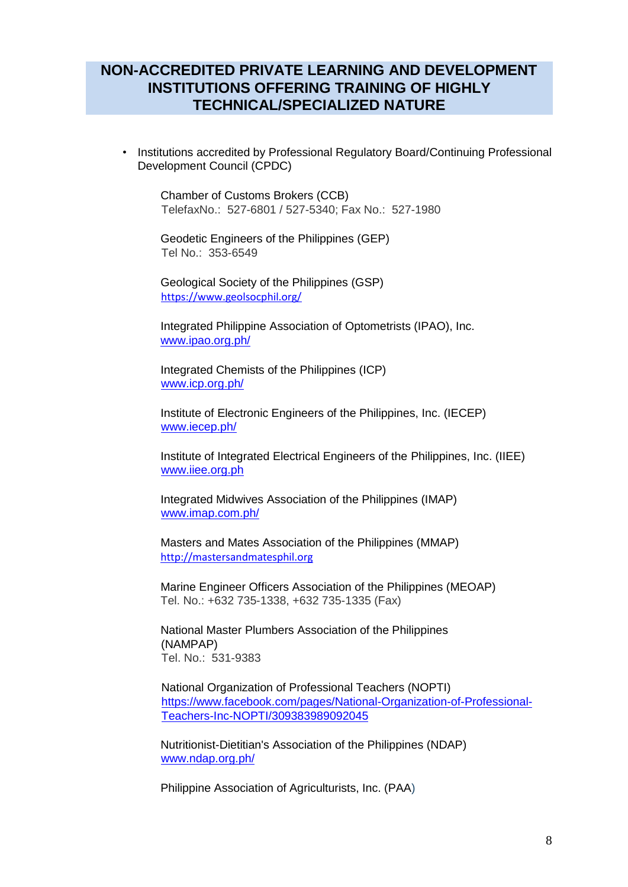# NON-ACCREDITED PRIVATE LEARNING AND DEVELOPMENT INSTITUTIONS OFFERING TRAINING OF HIGHLY TECHNICAL/SPECIALIZED NATURE

- Institutions accredited by Professional Regulatory Board/Continuing Professional Development Council (CPDC)

  Chamber of Customs Brokers (CCB)
  TelefaxNo.: 527-6801 / 527-5340; Fax No.: 527-1980

  Geodetic Engineers of the Philippines (GEP)
  Tel No.: 353-6549

  Geological Society of the Philippines (GSP)
  https://www.geolsocphil.org/

  Integrated Philippine Association of Optometrists (IPAO), Inc.
  www.ipao.org.ph/

  Integrated Chemists of the Philippines (ICP)
  www.icp.org.ph/

  Institute of Electronic Engineers of the Philippines, Inc. (IECEP)
  www.iecep.ph/

  Institute of Integrated Electrical Engineers of the Philippines, Inc. (IIEE)
  www.iiee.org.ph

  Integrated Midwives Association of the Philippines (IMAP)
  www.imap.com.ph/

  Masters and Mates Association of the Philippines (MMAP)
  http://mastersandmatesphil.org

  Marine Engineer Officers Association of the Philippines (MEOAP)
  Tel. No.: +632 735-1338, +632 735-1335 (Fax)

  National Master Plumbers Association of the Philippines (NAMPAP)
  Tel. No.: 531-9383

  National Organization of Professional Teachers (NOPTI)
  https://www.facebook.com/pages/National-Organization-of-Professional-Teachers-Inc-NOPTI/309383989092045

  Nutritionist-Dietitian's Association of the Philippines (NDAP)
  www.ndap.org.ph/

  Philippine Association of Agriculturists, Inc. (PAA)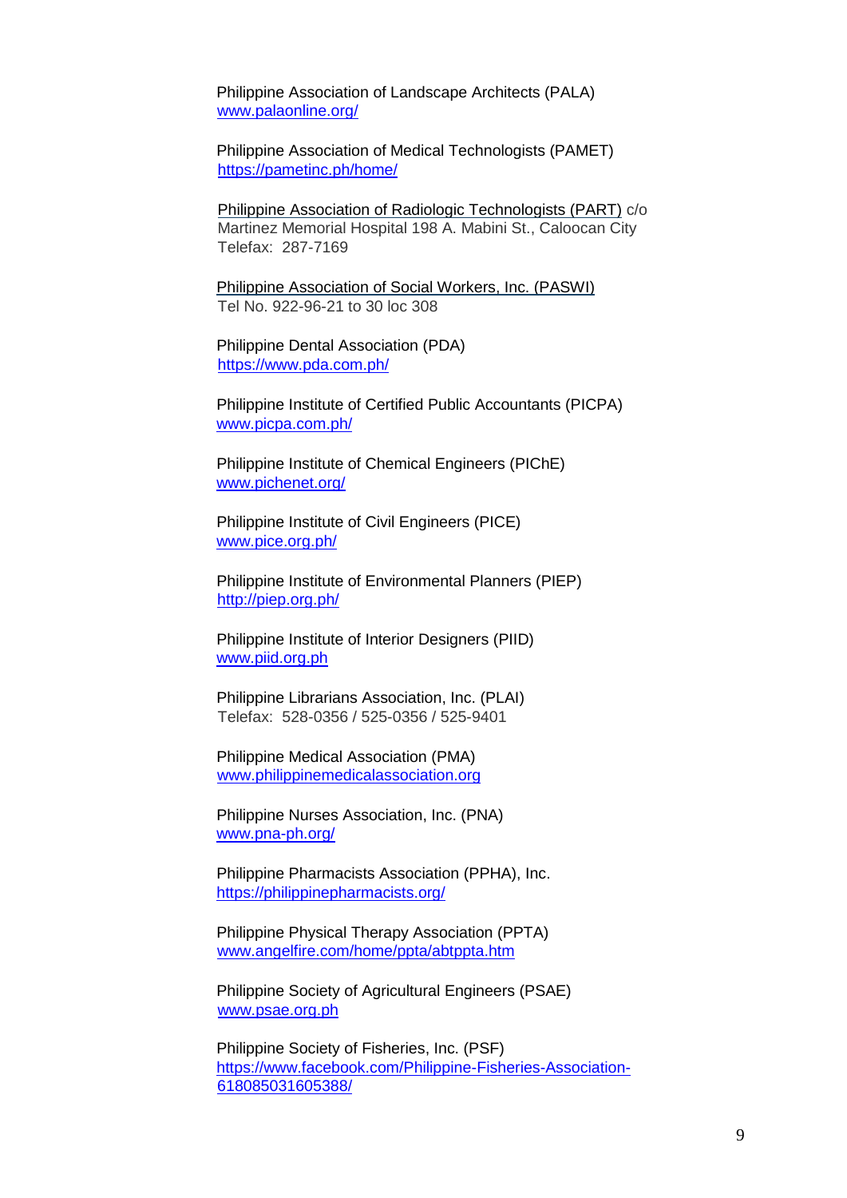Philippine Association of Landscape Architects (PALA)
www.palaonline.org/

Philippine Association of Medical Technologists (PAMET)
https://pametinc.ph/home/

Philippine Association of Radiologic Technologists (PART) c/o
Martinez Memorial Hospital 198 A. Mabini St., Caloocan City
Telefax: 287-7169

Philippine Association of Social Workers, Inc. (PASWI)
Tel No. 922-96-21 to 30 loc 308

Philippine Dental Association (PDA)
https://www.pda.com.ph/

Philippine Institute of Certified Public Accountants (PICPA)
www.picpa.com.ph/

Philippine Institute of Chemical Engineers (PIChE)
www.pichenet.org/

Philippine Institute of Civil Engineers (PICE)
www.pice.org.ph/

Philippine Institute of Environmental Planners (PIEP)
http://piep.org.ph/

Philippine Institute of Interior Designers (PIID)
www.piid.org.ph

Philippine Librarians Association, Inc. (PLAI)
Telefax: 528-0356 / 525-0356 / 525-9401

Philippine Medical Association (PMA)
www.philippinemedicalassociation.org

Philippine Nurses Association, Inc. (PNA)
www.pna-ph.org/

Philippine Pharmacists Association (PPHA), Inc.
https://philippinepharmacists.org/

Philippine Physical Therapy Association (PPTA)
www.angelfire.com/home/ppta/abtppta.htm

Philippine Society of Agricultural Engineers (PSAE)
www.psae.org.ph

Philippine Society of Fisheries, Inc. (PSF)
https://www.facebook.com/Philippine-Fisheries-Association-618085031605388/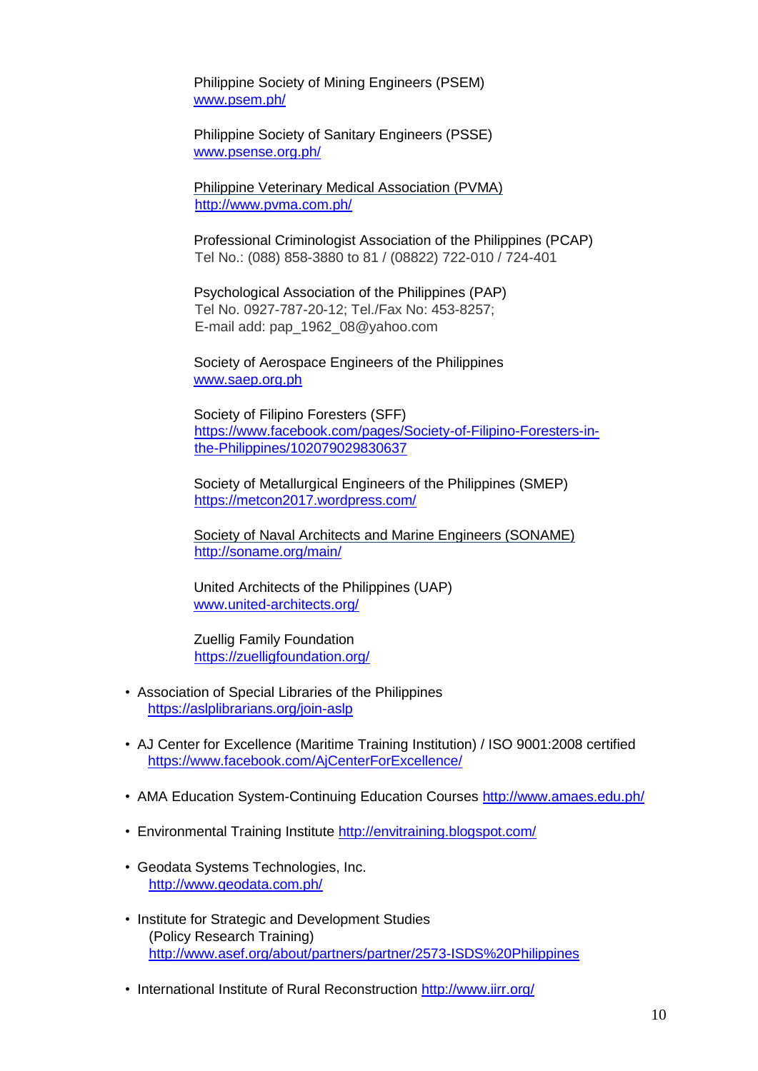Philippine Society of Mining Engineers (PSEM)
www.psem.ph/

Philippine Society of Sanitary Engineers (PSSE)
www.psense.org.ph/

Philippine Veterinary Medical Association (PVMA)
http://www.pvma.com.ph/

Professional Criminologist Association of the Philippines (PCAP)
Tel No.: (088) 858-3880 to 81 / (08822) 722-010 / 724-401

Psychological Association of the Philippines (PAP)
Tel No. 0927-787-20-12; Tel./Fax No: 453-8257;
E-mail add: pap_1962_08@yahoo.com

Society of Aerospace Engineers of the Philippines
www.saep.org.ph

Society of Filipino Foresters (SFF)
https://www.facebook.com/pages/Society-of-Filipino-Foresters-in-the-Philippines/102079029830637

Society of Metallurgical Engineers of the Philippines (SMEP)
https://metcon2017.wordpress.com/

Society of Naval Architects and Marine Engineers (SONAME)
http://soname.org/main/

United Architects of the Philippines (UAP)
www.united-architects.org/

Zuellig Family Foundation
https://zuelligfoundation.org/

- Association of Special Libraries of the Philippines
  https://asplibrarians.org/join-aslp

- AJ Center for Excellence (Maritime Training Institution) / ISO 9001:2008 certified
  https://www.facebook.com/AjCenterForExcellence/

- AMA Education System-Continuing Education Courses http://www.amaes.edu.ph/

- Environmental Training Institute http://envitraining.blogspot.com/

- Geodata Systems Technologies, Inc.
  http://www.geodata.com.ph/

- Institute for Strategic and Development Studies
  (Policy Research Training)
  http://www.asef.org/about/partners/partner/2573-ISDS%20Philippines

- International Institute of Rural Reconstruction http://www.iirr.org/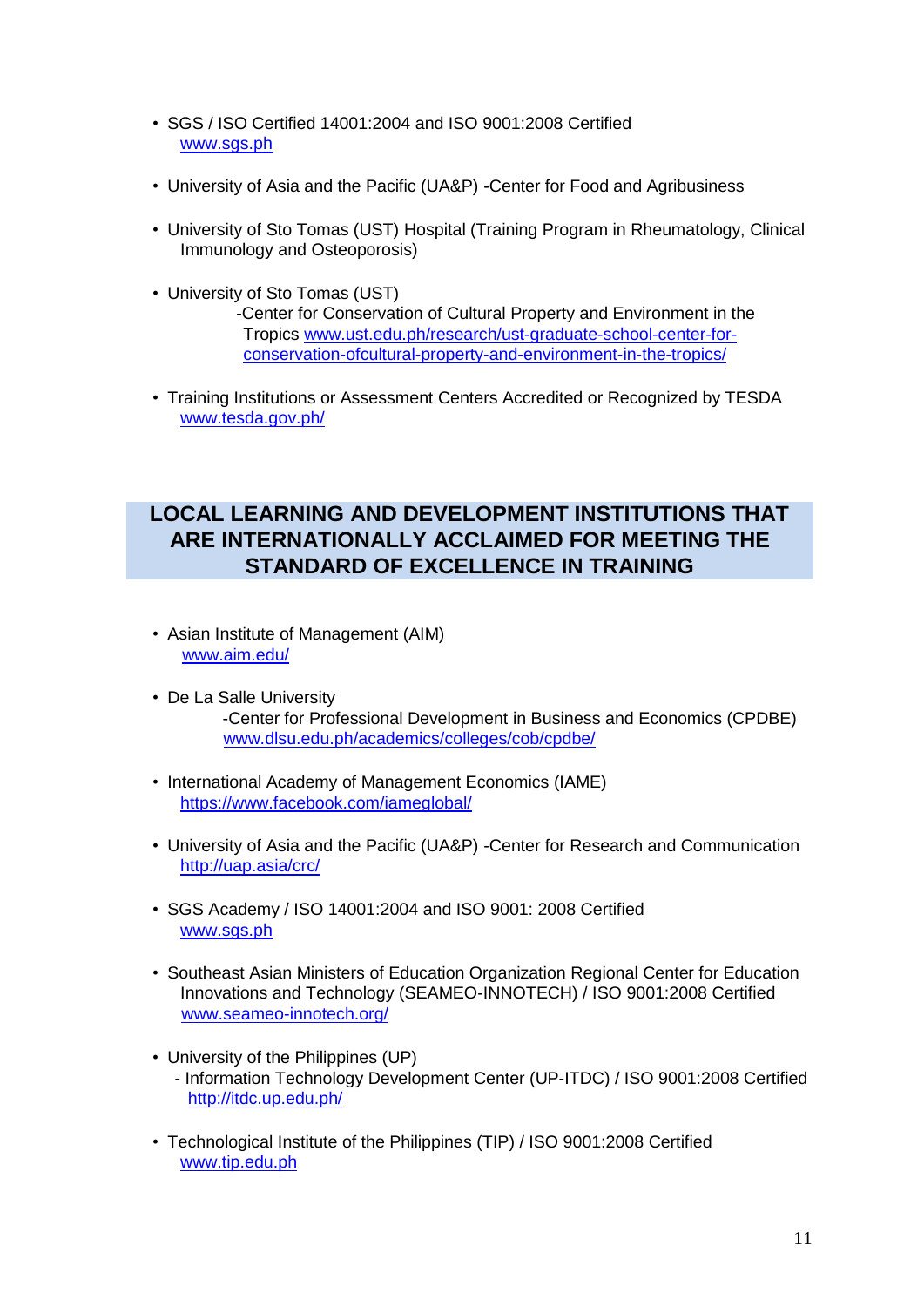- SGS / ISO Certified 14001:2004 and ISO 9001:2008 Certified
  www.sgs.ph

- University of Asia and the Pacific (UA&P) -Center for Food and Agribusiness

- University of Sto Tomas (UST) Hospital (Training Program in Rheumatology, Clinical Immunology and Osteoporosis)

- University of Sto Tomas (UST)
  -Center for Conservation of Cultural Property and Environment in the Tropics www.ust.edu.ph/research/ust-graduate-school-center-for-conservation-ofcultural-property-and-environment-in-the-tropics/

- Training Institutions or Assessment Centers Accredited or Recognized by TESDA
  www.tesda.gov.ph/

## LOCAL LEARNING AND DEVELOPMENT INSTITUTIONS THAT ARE INTERNATIONALLY ACCLAIMED FOR MEETING THE STANDARD OF EXCELLENCE IN TRAINING

- Asian Institute of Management (AIM)
  www.aim.edu/

- De La Salle University
  -Center for Professional Development in Business and Economics (CPDBE)
  www.dlsu.edu.ph/academics/colleges/cob/cpdbe/

- International Academy of Management Economics (IAME)
  https://www.facebook.com/iameglobal/

- University of Asia and the Pacific (UA&P) -Center for Research and Communication
  http://uap.asia/crc/

- SGS Academy / ISO 14001:2004 and ISO 9001: 2008 Certified
  www.sgs.ph

- Southeast Asian Ministers of Education Organization Regional Center for Education Innovations and Technology (SEAMEO-INNOTECH) / ISO 9001:2008 Certified
  www.seameo-innotech.org/

- University of the Philippines (UP)
  - Information Technology Development Center (UP-ITDC) / ISO 9001:2008 Certified
  http://itdc.up.edu.ph/

- Technological Institute of the Philippines (TIP) / ISO 9001:2008 Certified
  www.tip.edu.ph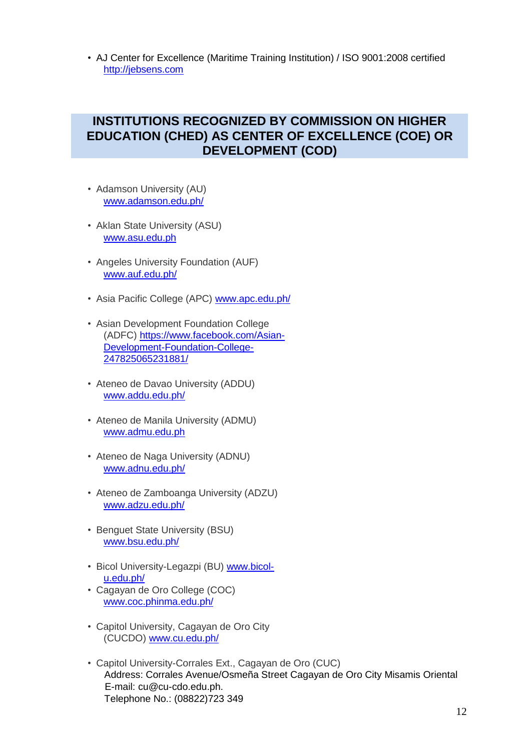- AJ Center for Excellence (Maritime Training Institution) / ISO 9001:2008 certified
  http://jebsens.com

## INSTITUTIONS RECOGNIZED BY COMMISSION ON HIGHER EDUCATION (CHED) AS CENTER OF EXCELLENCE (COE) OR DEVELOPMENT (COD)

- Adamson University (AU)
  www.adamson.edu.ph/
- Aklan State University (ASU)
  www.asu.edu.ph
- Angeles University Foundation (AUF)
  www.auf.edu.ph/
- Asia Pacific College (APC) www.apc.edu.ph/
- Asian Development Foundation College (ADFC) https://www.facebook.com/Asian-Development-Foundation-College-247825065231881/
- Ateneo de Davao University (ADDU)
  www.addu.edu.ph/
- Ateneo de Manila University (ADMU)
  www.admu.edu.ph
- Ateneo de Naga University (ADNU)
  www.adnu.edu.ph/
- Ateneo de Zamboanga University (ADZU)
  www.adzu.edu.ph/
- Benguet State University (BSU)
  www.bsu.edu.ph/
- Bicol University-Legazpi (BU) www.bicol-u.edu.ph/
- Cagayan de Oro College (COC)
  www.coc.phinma.edu.ph/
- Capitol University, Cagayan de Oro City (CUCDO) www.cu.edu.ph/
- Capitol University-Corrales Ext., Cagayan de Oro (CUC)
  Address: Corrales Avenue/Osmeña Street Cagayan de Oro City Misamis Oriental
  E-mail: cu@cu-cdo.edu.ph.
  Telephone No.: (08822)723 349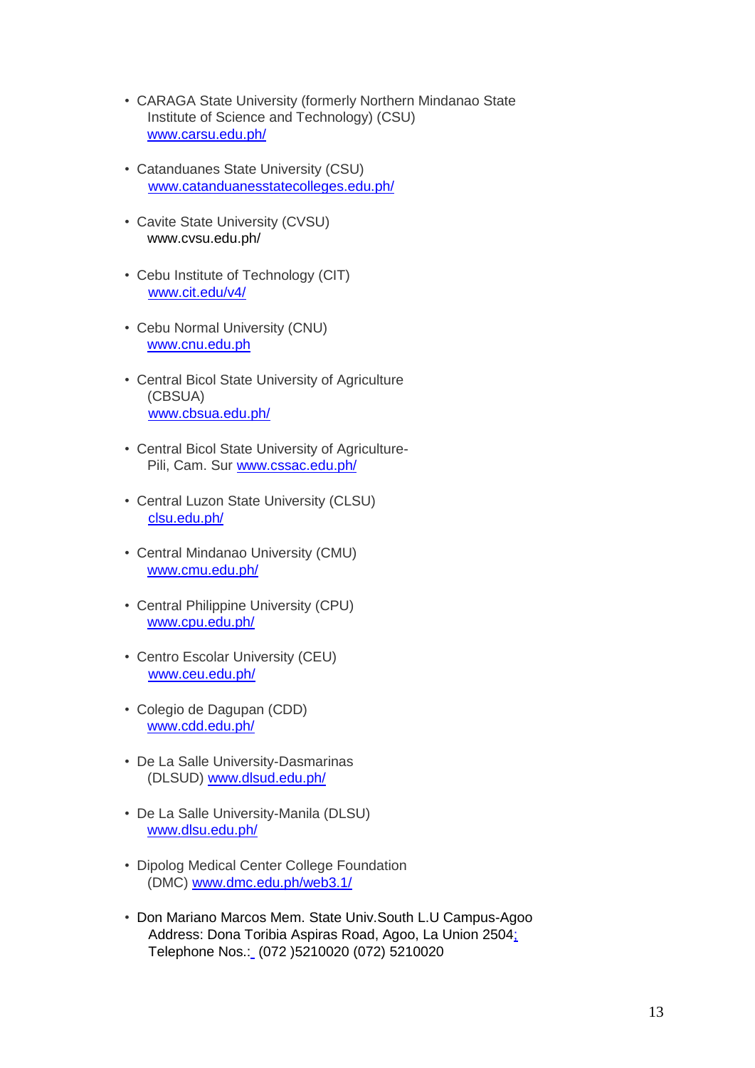- CARAGA State University (formerly Northern Mindanao State Institute of Science and Technology) (CSU)
  www.carsu.edu.ph/

- Catanduanes State University (CSU)
  www.catanduanesstatecolleges.edu.ph/

- Cavite State University (CVSU)
  www.cvsu.edu.ph/

- Cebu Institute of Technology (CIT)
  www.cit.edu/v4/

- Cebu Normal University (CNU)
  www.cnu.edu.ph

- Central Bicol State University of Agriculture (CBSUA)
  www.cbsua.edu.ph/

- Central Bicol State University of Agriculture-Pili, Cam. Sur www.cssac.edu.ph/

- Central Luzon State University (CLSU)
  clsu.edu.ph/

- Central Mindanao University (CMU)
  www.cmu.edu.ph/

- Central Philippine University (CPU)
  www.cpu.edu.ph/

- Centro Escolar University (CEU)
  www.ceu.edu.ph/

- Colegio de Dagupan (CDD)
  www.cdd.edu.ph/

- De La Salle University-Dasmarinas (DLSUD) www.dlsud.edu.ph/

- De La Salle University-Manila (DLSU)
  www.dlsu.edu.ph/

- Dipolog Medical Center College Foundation (DMC) www.dmc.edu.ph/web3.1/

- Don Mariano Marcos Mem. State Univ.South L.U Campus-Agoo
  Address: Dona Toribia Aspiras Road, Agoo, La Union 2504;
  Telephone Nos.: (072 )5210020 (072) 5210020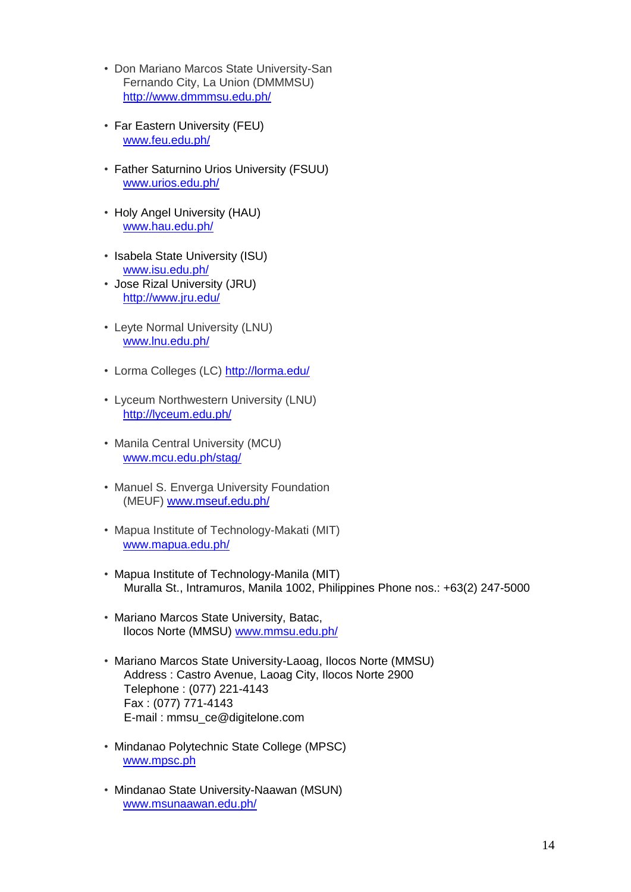- Don Mariano Marcos State University-San Fernando City, La Union (DMMMSU) http://www.dmmmsu.edu.ph/

- Far Eastern University (FEU) www.feu.edu.ph/

- Father Saturnino Urios University (FSUU) www.urios.edu.ph/

- Holy Angel University (HAU) www.hau.edu.ph/

- Isabela State University (ISU) www.isu.edu.ph/
- Jose Rizal University (JRU) http://www.jru.edu/

- Leyte Normal University (LNU) www.lnu.edu.ph/

- Lorma Colleges (LC) http://lorma.edu/

- Lyceum Northwestern University (LNU) http://lyceum.edu.ph/

- Manila Central University (MCU) www.mcu.edu.ph/stag/

- Manuel S. Enverga University Foundation (MEUF) www.mseuf.edu.ph/

- Mapua Institute of Technology-Makati (MIT) www.mapua.edu.ph/

- Mapua Institute of Technology-Manila (MIT)
  Muralla St., Intramuros, Manila 1002, Philippines Phone nos.: +63(2) 247-5000

- Mariano Marcos State University, Batac, Ilocos Norte (MMSU) www.mmsu.edu.ph/

- Mariano Marcos State University-Laoag, Ilocos Norte (MMSU)
  Address : Castro Avenue, Laoag City, Ilocos Norte 2900
  Telephone : (077) 221-4143
  Fax : (077) 771-4143
  E-mail : mmsu_ce@digitelone.com

- Mindanao Polytechnic State College (MPSC) www.mpsc.ph

- Mindanao State University-Naawan (MSUN) www.msunaawan.edu.ph/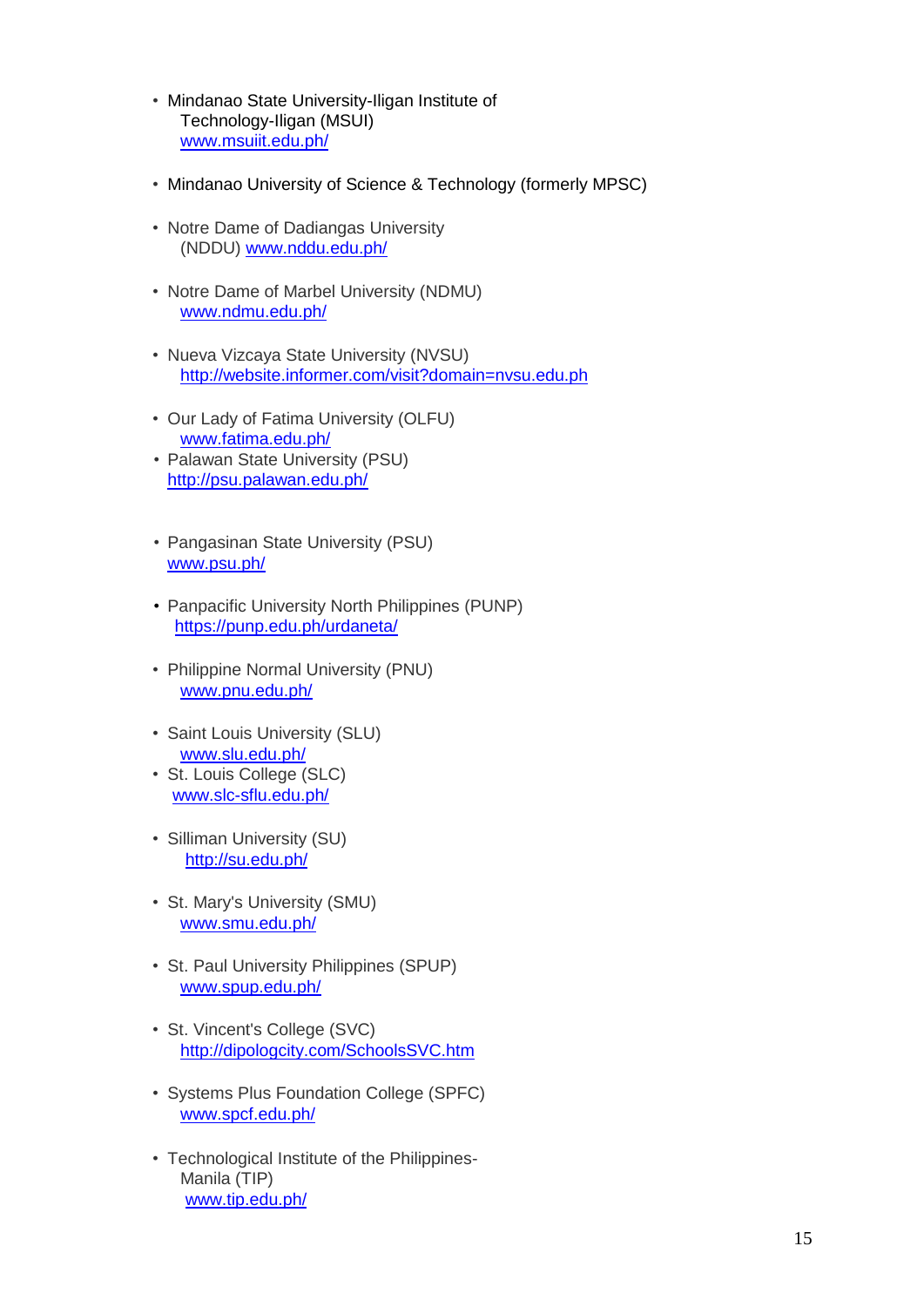- Mindanao State University-Iligan Institute of Technology-Iligan (MSUI) www.msuiit.edu.ph/
- Mindanao University of Science & Technology (formerly MPSC)
- Notre Dame of Dadiangas University (NDDU) www.nddu.edu.ph/
- Notre Dame of Marbel University (NDMU) www.ndmu.edu.ph/
- Nueva Vizcaya State University (NVSU) http://website.informer.com/visit?domain=nvsu.edu.ph
- Our Lady of Fatima University (OLFU) www.fatima.edu.ph/
- Palawan State University (PSU) http://psu.palawan.edu.ph/
- Pangasinan State University (PSU) www.psu.ph/
- Panpacific University North Philippines (PUNP) https://punp.edu.ph/urdaneta/
- Philippine Normal University (PNU) www.pnu.edu.ph/
- Saint Louis University (SLU) www.slu.edu.ph/
- St. Louis College (SLC) www.slc-sflu.edu.ph/
- Silliman University (SU) http://su.edu.ph/
- St. Mary's University (SMU) www.smu.edu.ph/
- St. Paul University Philippines (SPUP) www.spup.edu.ph/
- St. Vincent's College (SVC) http://dipologcity.com/SchoolsSVC.htm
- Systems Plus Foundation College (SPFC) www.spcf.edu.ph/
- Technological Institute of the Philippines-Manila (TIP) www.tip.edu.ph/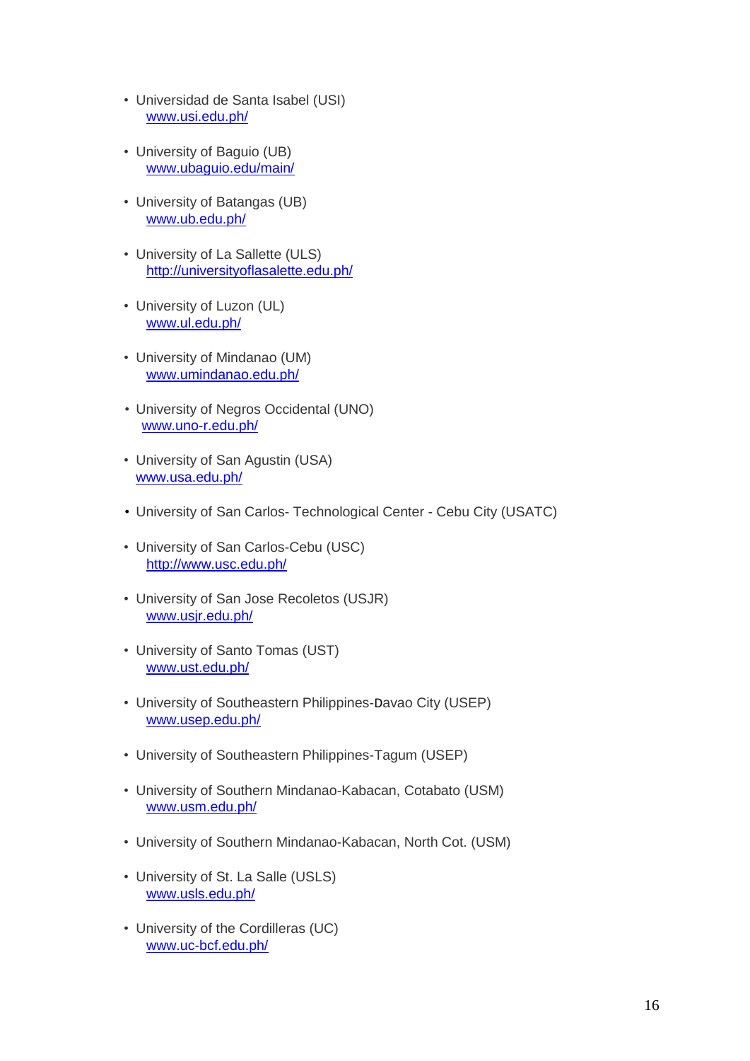- Universidad de Santa Isabel (USI)
  www.usi.edu.ph/

- University of Baguio (UB)
  www.ubaguio.edu/main/

- University of Batangas (UB)
  www.ub.edu.ph/

- University of La Sallette (ULS)
  http://universityoflasalette.edu.ph/

- University of Luzon (UL)
  www.ul.edu.ph/

- University of Mindanao (UM)
  www.umindanao.edu.ph/

- University of Negros Occidental (UNO)
  www.uno-r.edu.ph/

- University of San Agustin (USA)
  www.usa.edu.ph/

- University of San Carlos- Technological Center - Cebu City (USATC)

- University of San Carlos-Cebu (USC)
  http://www.usc.edu.ph/

- University of San Jose Recoletos (USJR)
  www.usjr.edu.ph/

- University of Santo Tomas (UST)
  www.ust.edu.ph/

- University of Southeastern Philippines-Davao City (USEP)
  www.usep.edu.ph/

- University of Southeastern Philippines-Tagum (USEP)

- University of Southern Mindanao-Kabacan, Cotabato (USM)
  www.usm.edu.ph/

- University of Southern Mindanao-Kabacan, North Cot. (USM)

- University of St. La Salle (USLS)
  www.usls.edu.ph/

- University of the Cordilleras (UC)
  www.uc-bcf.edu.ph/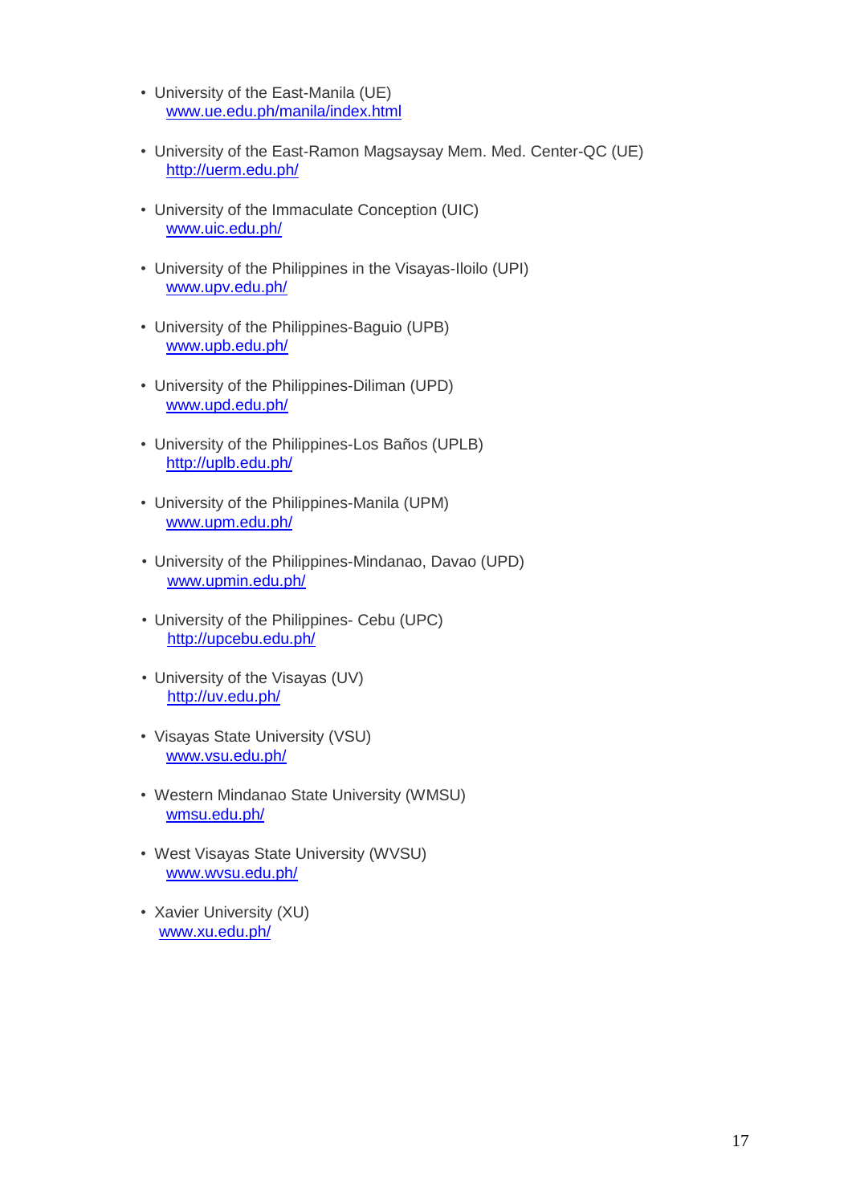- University of the East-Manila (UE)
  www.ue.edu.ph/manila/index.html

- University of the East-Ramon Magsaysay Mem. Med. Center-QC (UE)
  http://uerm.edu.ph/

- University of the Immaculate Conception (UIC)
  www.uic.edu.ph/

- University of the Philippines in the Visayas-Iloilo (UPI)
  www.upv.edu.ph/

- University of the Philippines-Baguio (UPB)
  www.upb.edu.ph/

- University of the Philippines-Diliman (UPD)
  www.upd.edu.ph/

- University of the Philippines-Los Baños (UPLB)
  http://uplb.edu.ph/

- University of the Philippines-Manila (UPM)
  www.upm.edu.ph/

- University of the Philippines-Mindanao, Davao (UPD)
  www.upmin.edu.ph/

- University of the Philippines- Cebu (UPC)
  http://upcebu.edu.ph/

- University of the Visayas (UV)
  http://uv.edu.ph/

- Visayas State University (VSU)
  www.vsu.edu.ph/

- Western Mindanao State University (WMSU)
  wmsu.edu.ph/

- West Visayas State University (WVSU)
  www.wvsu.edu.ph/

- Xavier University (XU)
  www.xu.edu.ph/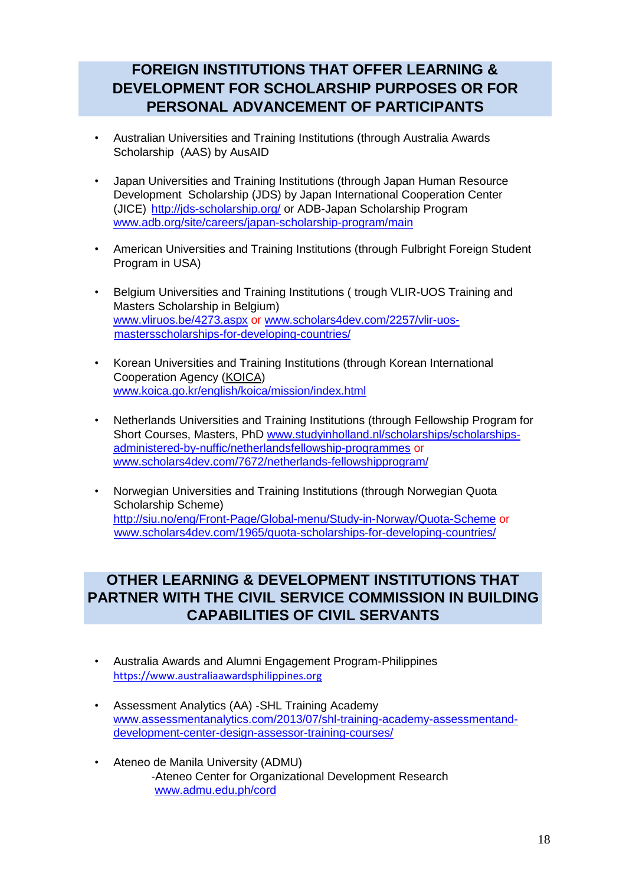## FOREIGN INSTITUTIONS THAT OFFER LEARNING & DEVELOPMENT FOR SCHOLARSHIP PURPOSES OR FOR PERSONAL ADVANCEMENT OF PARTICIPANTS

- Australian Universities and Training Institutions (through Australia Awards Scholarship (AAS) by AusAID
- Japan Universities and Training Institutions (through Japan Human Resource Development Scholarship (JDS) by Japan International Cooperation Center (JICE) http://jds-scholarship.org/ or ADB-Japan Scholarship Program www.adb.org/site/careers/japan-scholarship-program/main
- American Universities and Training Institutions (through Fulbright Foreign Student Program in USA)
- Belgium Universities and Training Institutions ( trough VLIR-UOS Training and Masters Scholarship in Belgium) www.vliruos.be/4273.aspx or www.scholars4dev.com/2257/vlir-uos-mastersscholarships-for-developing-countries/
- Korean Universities and Training Institutions (through Korean International Cooperation Agency (KOICA) www.koica.go.kr/english/koica/mission/index.html
- Netherlands Universities and Training Institutions (through Fellowship Program for Short Courses, Masters, PhD www.studyinholland.nl/scholarships/scholarships-administered-by-nuffic/netherlandsfellowship-programmes or www.scholars4dev.com/7672/netherlands-fellowshipprogram/
- Norwegian Universities and Training Institutions (through Norwegian Quota Scholarship Scheme) http://siu.no/eng/Front-Page/Global-menu/Study-in-Norway/Quota-Scheme or www.scholars4dev.com/1965/quota-scholarships-for-developing-countries/

## OTHER LEARNING & DEVELOPMENT INSTITUTIONS THAT PARTNER WITH THE CIVIL SERVICE COMMISSION IN BUILDING CAPABILITIES OF CIVIL SERVANTS

- Australia Awards and Alumni Engagement Program-Philippines https://www.australiaawardsphilippines.org
- Assessment Analytics (AA) -SHL Training Academy www.assessmentanalytics.com/2013/07/shl-training-academy-assessmentand-development-center-design-assessor-training-courses/
- Ateneo de Manila University (ADMU)
  - -Ateneo Center for Organizational Development Research www.admu.edu.ph/cord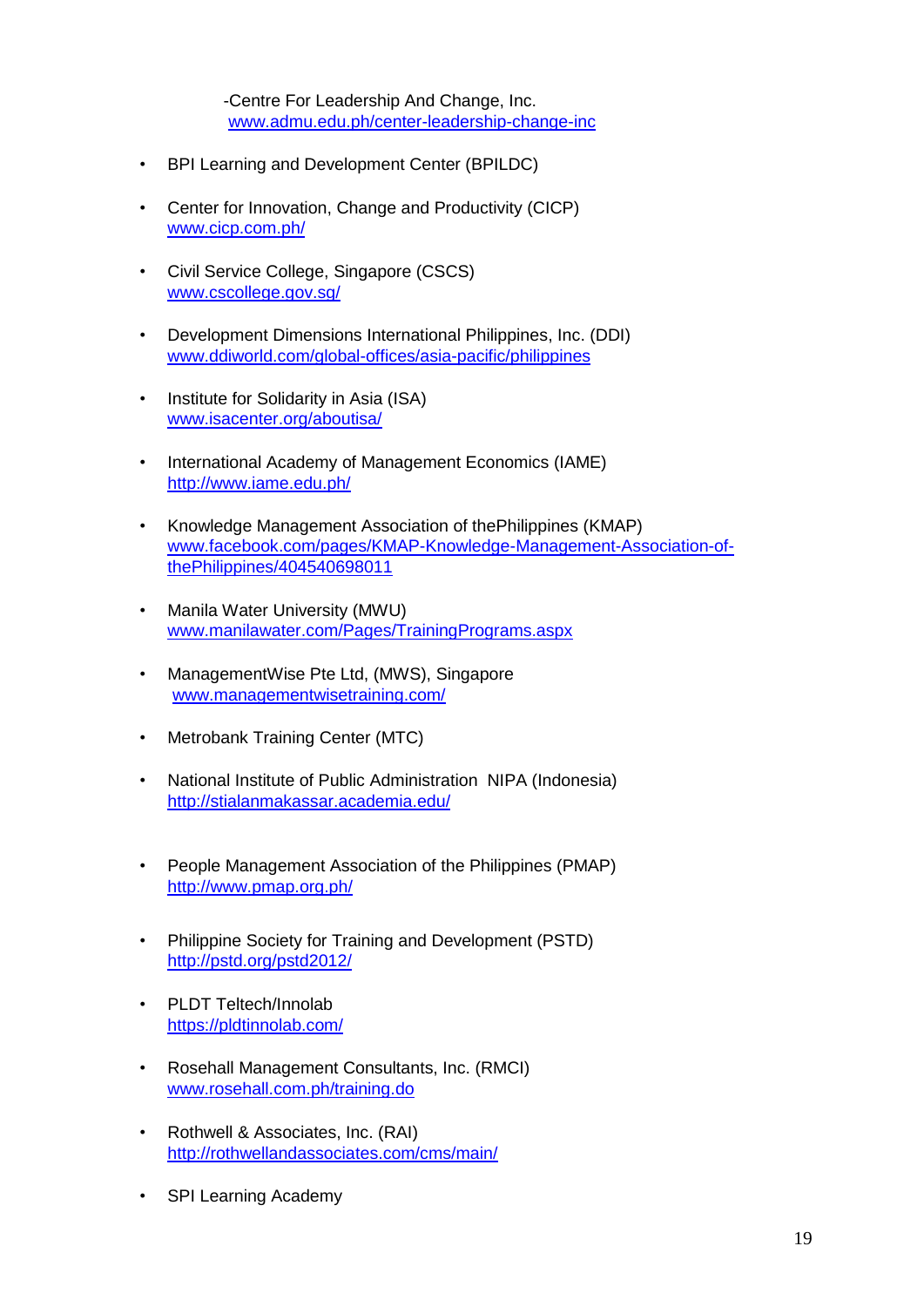-Centre For Leadership And Change, Inc.
www.admu.edu.ph/center-leadership-change-inc

- BPI Learning and Development Center (BPILDC)
- Center for Innovation, Change and Productivity (CICP)
  www.cicp.com.ph/
- Civil Service College, Singapore (CSCS)
  www.cscollege.gov.sg/
- Development Dimensions International Philippines, Inc. (DDI)
  www.ddiworld.com/global-offices/asia-pacific/philippines
- Institute for Solidarity in Asia (ISA)
  www.isacenter.org/aboutisa/
- International Academy of Management Economics (IAME)
  http://www.iame.edu.ph/
- Knowledge Management Association of thePhilippines (KMAP)
  www.facebook.com/pages/KMAP-Knowledge-Management-Association-of-thePhilippines/404540698011
- Manila Water University (MWU)
  www.manilawater.com/Pages/TrainingPrograms.aspx
- ManagementWise Pte Ltd, (MWS), Singapore
  www.managementwisetraining.com/
- Metrobank Training Center (MTC)
- National Institute of Public Administration NIPA (Indonesia)
  http://stialanmakassar.academia.edu/
- People Management Association of the Philippines (PMAP)
  http://www.pmap.org.ph/
- Philippine Society for Training and Development (PSTD)
  http://pstd.org/pstd2012/
- PLDT Teltech/Innolab
  https://pldtinnolab.com/
- Rosehall Management Consultants, Inc. (RMCI)
  www.rosehall.com.ph/training.do
- Rothwell & Associates, Inc. (RAI)
  http://rothwellandassociates.com/cms/main/
- SPI Learning Academy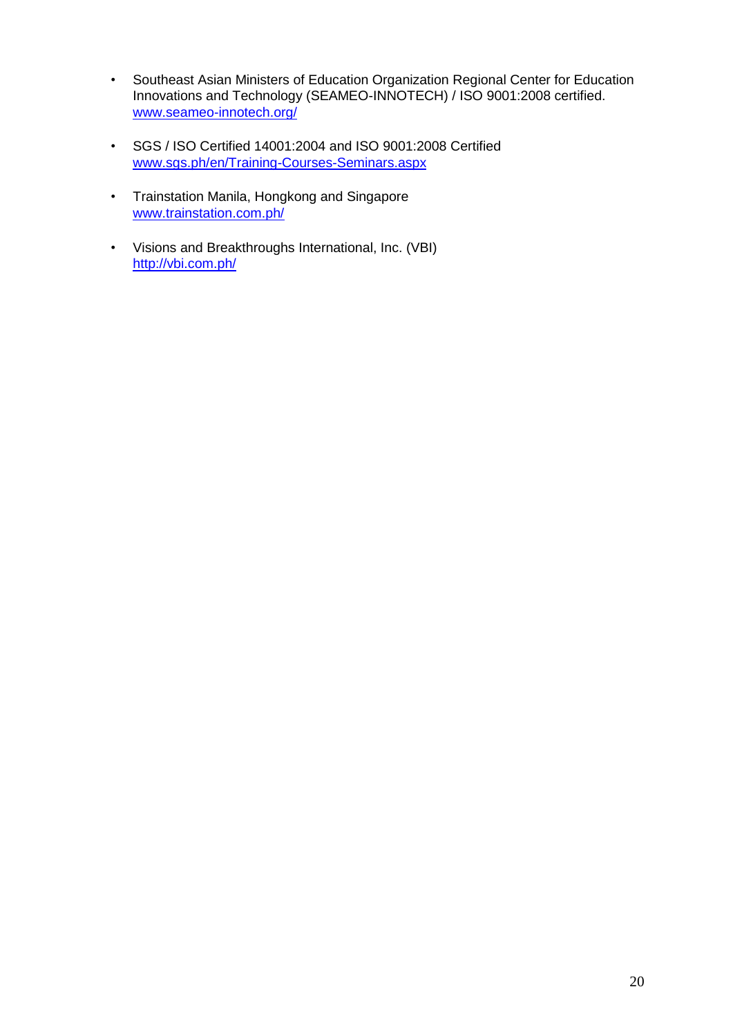- Southeast Asian Ministers of Education Organization Regional Center for Education Innovations and Technology (SEAMEO-INNOTECH) / ISO 9001:2008 certified.
  www.seameo-innotech.org/

- SGS / ISO Certified 14001:2004 and ISO 9001:2008 Certified
  www.sgs.ph/en/Training-Courses-Seminars.aspx

- Trainstation Manila, Hongkong and Singapore
  www.trainstation.com.ph/

- Visions and Breakthroughs International, Inc. (VBI)
  http://vbi.com.ph/